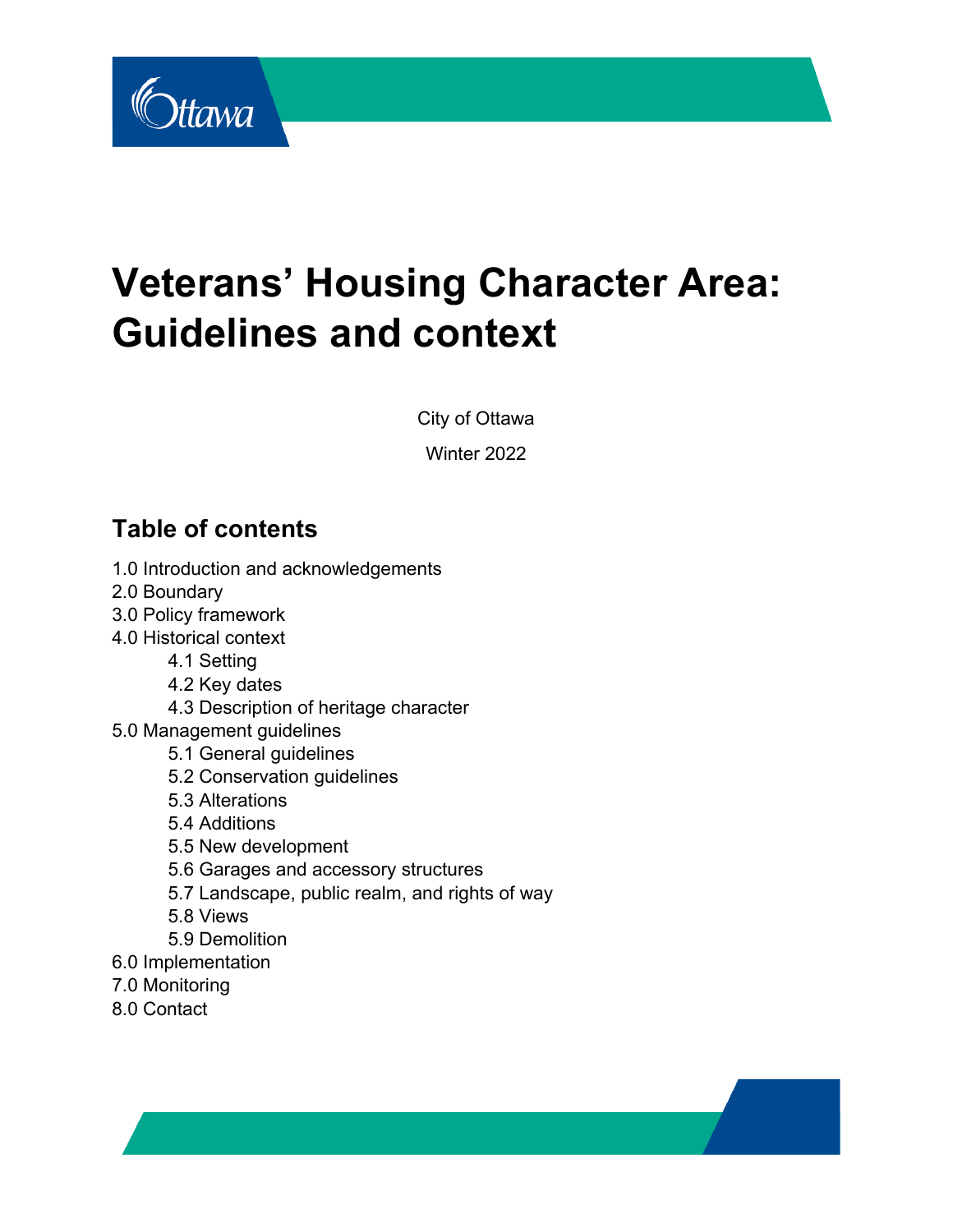# Veterans' Housing Character Area: Guidelines and context

City of Ottawa

Winter 2022

## Table of contents

1.0 Introduction and acknowledgements
2.0 Boundary
3.0 Policy framework
4.0 Historical context
- 4.1 Setting
- 4.2 Key dates
- 4.3 Description of heritage character

5.0 Management guidelines
- 5.1 General guidelines
- 5.2 Conservation guidelines
- 5.3 Alterations
- 5.4 Additions
- 5.5 New development
- 5.6 Garages and accessory structures
- 5.7 Landscape, public realm, and rights of way
- 5.8 Views
- 5.9 Demolition

6.0 Implementation
7.0 Monitoring
8.0 Contact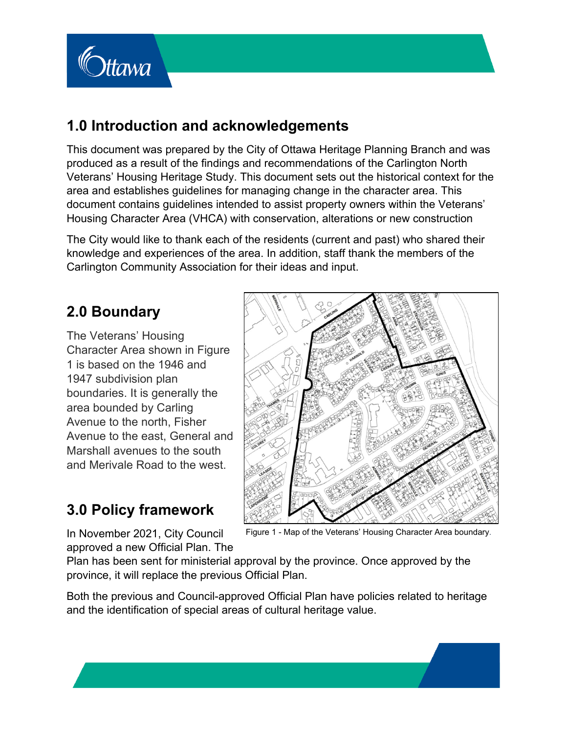## 1.0 Introduction and acknowledgements

This document was prepared by the City of Ottawa Heritage Planning Branch and was produced as a result of the findings and recommendations of the Carlington North Veterans' Housing Heritage Study. This document sets out the historical context for the area and establishes guidelines for managing change in the character area. This document contains guidelines intended to assist property owners within the Veterans' Housing Character Area (VHCA) with conservation, alterations or new construction

The City would like to thank each of the residents (current and past) who shared their knowledge and experiences of the area. In addition, staff thank the members of the Carlington Community Association for their ideas and input.

## 2.0 Boundary

The Veterans' Housing Character Area shown in Figure 1 is based on the 1946 and 1947 subdivision plan boundaries. It is generally the area bounded by Carling Avenue to the north, Fisher Avenue to the east, General and Marshall avenues to the south and Merivale Road to the west.

Figure 1 - Map of the Veterans' Housing Character Area boundary.

## 3.0 Policy framework

In November 2021, City Council approved a new Official Plan. The Plan has been sent for ministerial approval by the province. Once approved by the province, it will replace the previous Official Plan.

Both the previous and Council-approved Official Plan have policies related to heritage and the identification of special areas of cultural heritage value.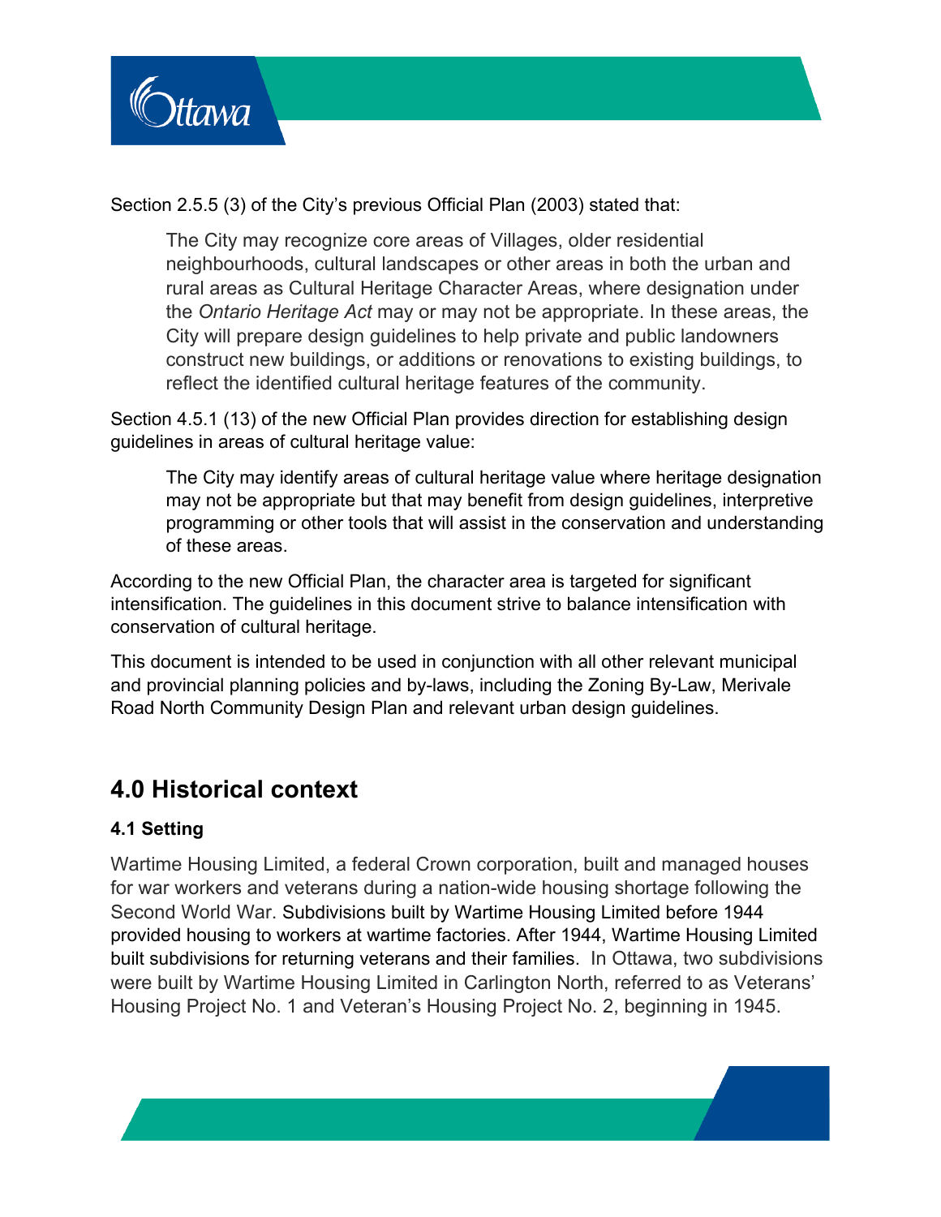Section 2.5.5 (3) of the City's previous Official Plan (2003) stated that:

> The City may recognize core areas of Villages, older residential neighbourhoods, cultural landscapes or other areas in both the urban and rural areas as Cultural Heritage Character Areas, where designation under the *Ontario Heritage Act* may or may not be appropriate. In these areas, the City will prepare design guidelines to help private and public landowners construct new buildings, or additions or renovations to existing buildings, to reflect the identified cultural heritage features of the community.

Section 4.5.1 (13) of the new Official Plan provides direction for establishing design guidelines in areas of cultural heritage value:

> The City may identify areas of cultural heritage value where heritage designation may not be appropriate but that may benefit from design guidelines, interpretive programming or other tools that will assist in the conservation and understanding of these areas.

According to the new Official Plan, the character area is targeted for significant intensification. The guidelines in this document strive to balance intensification with conservation of cultural heritage.

This document is intended to be used in conjunction with all other relevant municipal and provincial planning policies and by-laws, including the Zoning By-Law, Merivale Road North Community Design Plan and relevant urban design guidelines.

## 4.0 Historical context

### 4.1 Setting

Wartime Housing Limited, a federal Crown corporation, built and managed houses for war workers and veterans during a nation-wide housing shortage following the Second World War. Subdivisions built by Wartime Housing Limited before 1944 provided housing to workers at wartime factories. After 1944, Wartime Housing Limited built subdivisions for returning veterans and their families. In Ottawa, two subdivisions were built by Wartime Housing Limited in Carlington North, referred to as Veterans' Housing Project No. 1 and Veteran's Housing Project No. 2, beginning in 1945.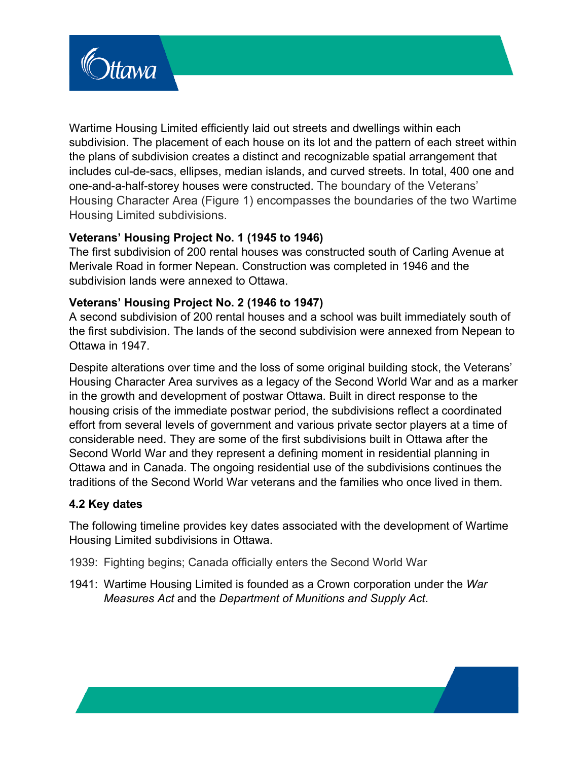Wartime Housing Limited efficiently laid out streets and dwellings within each subdivision. The placement of each house on its lot and the pattern of each street within the plans of subdivision creates a distinct and recognizable spatial arrangement that includes cul-de-sacs, ellipses, median islands, and curved streets. In total, 400 one and one-and-a-half-storey houses were constructed. The boundary of the Veterans' Housing Character Area (Figure 1) encompasses the boundaries of the two Wartime Housing Limited subdivisions.

**Veterans' Housing Project No. 1 (1945 to 1946)**
The first subdivision of 200 rental houses was constructed south of Carling Avenue at Merivale Road in former Nepean. Construction was completed in 1946 and the subdivision lands were annexed to Ottawa.

**Veterans' Housing Project No. 2 (1946 to 1947)**
A second subdivision of 200 rental houses and a school was built immediately south of the first subdivision. The lands of the second subdivision were annexed from Nepean to Ottawa in 1947.

Despite alterations over time and the loss of some original building stock, the Veterans' Housing Character Area survives as a legacy of the Second World War and as a marker in the growth and development of postwar Ottawa. Built in direct response to the housing crisis of the immediate postwar period, the subdivisions reflect a coordinated effort from several levels of government and various private sector players at a time of considerable need. They are some of the first subdivisions built in Ottawa after the Second World War and they represent a defining moment in residential planning in Ottawa and in Canada. The ongoing residential use of the subdivisions continues the traditions of the Second World War veterans and the families who once lived in them.

### 4.2 Key dates

The following timeline provides key dates associated with the development of Wartime Housing Limited subdivisions in Ottawa.

1939: Fighting begins; Canada officially enters the Second World War

1941: Wartime Housing Limited is founded as a Crown corporation under the *War Measures Act* and the *Department of Munitions and Supply Act*.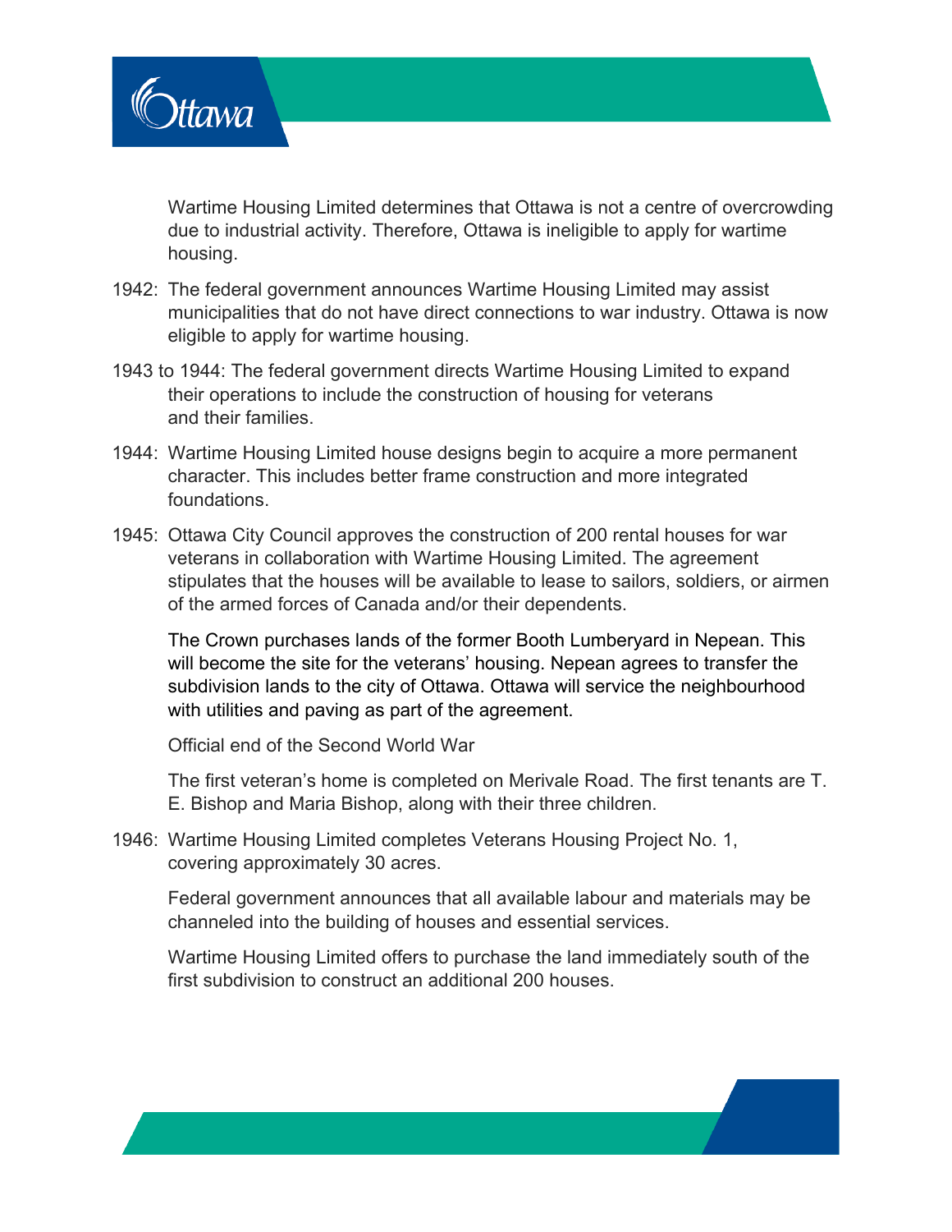Wartime Housing Limited determines that Ottawa is not a centre of overcrowding due to industrial activity. Therefore, Ottawa is ineligible to apply for wartime housing.

1942: The federal government announces Wartime Housing Limited may assist municipalities that do not have direct connections to war industry. Ottawa is now eligible to apply for wartime housing.

1943 to 1944: The federal government directs Wartime Housing Limited to expand their operations to include the construction of housing for veterans and their families.

1944: Wartime Housing Limited house designs begin to acquire a more permanent character. This includes better frame construction and more integrated foundations.

1945: Ottawa City Council approves the construction of 200 rental houses for war veterans in collaboration with Wartime Housing Limited. The agreement stipulates that the houses will be available to lease to sailors, soldiers, or airmen of the armed forces of Canada and/or their dependents.

The Crown purchases lands of the former Booth Lumberyard in Nepean. This will become the site for the veterans' housing. Nepean agrees to transfer the subdivision lands to the city of Ottawa. Ottawa will service the neighbourhood with utilities and paving as part of the agreement.

Official end of the Second World War

The first veteran's home is completed on Merivale Road. The first tenants are T. E. Bishop and Maria Bishop, along with their three children.

1946: Wartime Housing Limited completes Veterans Housing Project No. 1, covering approximately 30 acres.

Federal government announces that all available labour and materials may be channeled into the building of houses and essential services.

Wartime Housing Limited offers to purchase the land immediately south of the first subdivision to construct an additional 200 houses.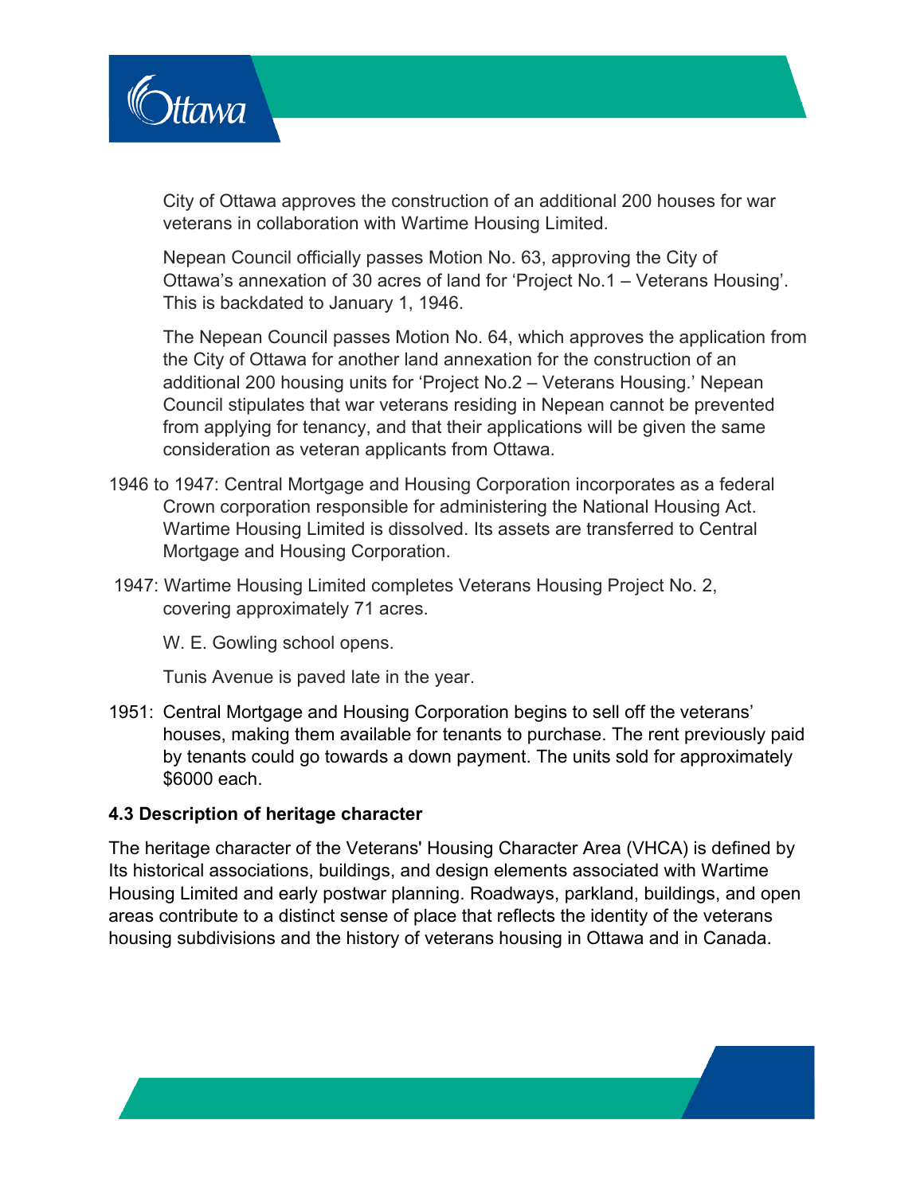City of Ottawa approves the construction of an additional 200 houses for war veterans in collaboration with Wartime Housing Limited.

Nepean Council officially passes Motion No. 63, approving the City of Ottawa's annexation of 30 acres of land for 'Project No.1 – Veterans Housing'. This is backdated to January 1, 1946.

The Nepean Council passes Motion No. 64, which approves the application from the City of Ottawa for another land annexation for the construction of an additional 200 housing units for 'Project No.2 – Veterans Housing.' Nepean Council stipulates that war veterans residing in Nepean cannot be prevented from applying for tenancy, and that their applications will be given the same consideration as veteran applicants from Ottawa.

1946 to 1947: Central Mortgage and Housing Corporation incorporates as a federal Crown corporation responsible for administering the National Housing Act. Wartime Housing Limited is dissolved. Its assets are transferred to Central Mortgage and Housing Corporation.

1947: Wartime Housing Limited completes Veterans Housing Project No. 2, covering approximately 71 acres.

W. E. Gowling school opens.

Tunis Avenue is paved late in the year.

1951: Central Mortgage and Housing Corporation begins to sell off the veterans' houses, making them available for tenants to purchase. The rent previously paid by tenants could go towards a down payment. The units sold for approximately $6000 each.

### 4.3 Description of heritage character

The heritage character of the Veterans' Housing Character Area (VHCA) is defined by Its historical associations, buildings, and design elements associated with Wartime Housing Limited and early postwar planning. Roadways, parkland, buildings, and open areas contribute to a distinct sense of place that reflects the identity of the veterans housing subdivisions and the history of veterans housing in Ottawa and in Canada.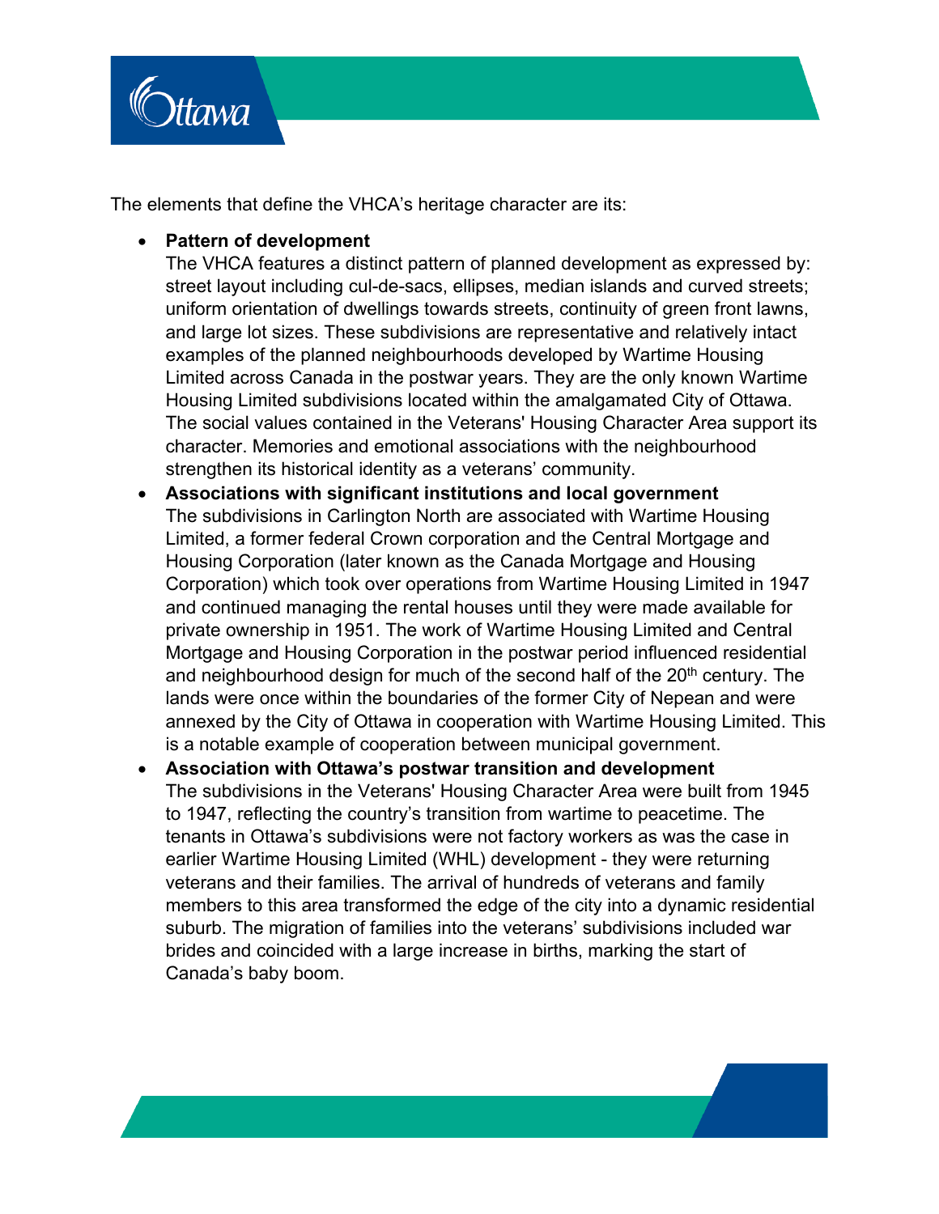The elements that define the VHCA's heritage character are its:

- **Pattern of development**
  The VHCA features a distinct pattern of planned development as expressed by: street layout including cul-de-sacs, ellipses, median islands and curved streets; uniform orientation of dwellings towards streets, continuity of green front lawns, and large lot sizes. These subdivisions are representative and relatively intact examples of the planned neighbourhoods developed by Wartime Housing Limited across Canada in the postwar years. They are the only known Wartime Housing Limited subdivisions located within the amalgamated City of Ottawa. The social values contained in the Veterans' Housing Character Area support its character. Memories and emotional associations with the neighbourhood strengthen its historical identity as a veterans' community.
- **Associations with significant institutions and local government**
  The subdivisions in Carlington North are associated with Wartime Housing Limited, a former federal Crown corporation and the Central Mortgage and Housing Corporation (later known as the Canada Mortgage and Housing Corporation) which took over operations from Wartime Housing Limited in 1947 and continued managing the rental houses until they were made available for private ownership in 1951. The work of Wartime Housing Limited and Central Mortgage and Housing Corporation in the postwar period influenced residential and neighbourhood design for much of the second half of the 20th century. The lands were once within the boundaries of the former City of Nepean and were annexed by the City of Ottawa in cooperation with Wartime Housing Limited. This is a notable example of cooperation between municipal government.
- **Association with Ottawa's postwar transition and development**
  The subdivisions in the Veterans' Housing Character Area were built from 1945 to 1947, reflecting the country's transition from wartime to peacetime. The tenants in Ottawa's subdivisions were not factory workers as was the case in earlier Wartime Housing Limited (WHL) development - they were returning veterans and their families. The arrival of hundreds of veterans and family members to this area transformed the edge of the city into a dynamic residential suburb. The migration of families into the veterans' subdivisions included war brides and coincided with a large increase in births, marking the start of Canada's baby boom.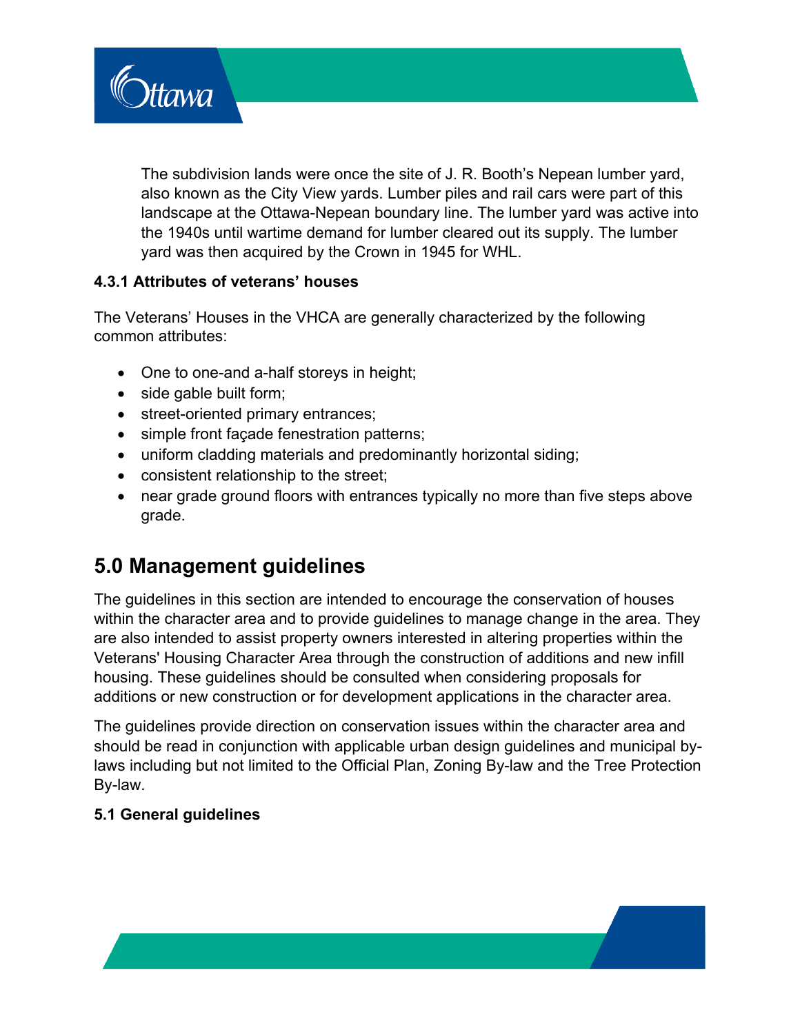The subdivision lands were once the site of J. R. Booth's Nepean lumber yard, also known as the City View yards. Lumber piles and rail cars were part of this landscape at the Ottawa-Nepean boundary line. The lumber yard was active into the 1940s until wartime demand for lumber cleared out its supply. The lumber yard was then acquired by the Crown in 1945 for WHL.

#### 4.3.1 Attributes of veterans' houses

The Veterans' Houses in the VHCA are generally characterized by the following common attributes:

- One to one-and a-half storeys in height;
- side gable built form;
- street-oriented primary entrances;
- simple front façade fenestration patterns;
- uniform cladding materials and predominantly horizontal siding;
- consistent relationship to the street;
- near grade ground floors with entrances typically no more than five steps above grade.

## 5.0 Management guidelines

The guidelines in this section are intended to encourage the conservation of houses within the character area and to provide guidelines to manage change in the area. They are also intended to assist property owners interested in altering properties within the Veterans' Housing Character Area through the construction of additions and new infill housing. These guidelines should be consulted when considering proposals for additions or new construction or for development applications in the character area.

The guidelines provide direction on conservation issues within the character area and should be read in conjunction with applicable urban design guidelines and municipal by-laws including but not limited to the Official Plan, Zoning By-law and the Tree Protection By-law.

### 5.1 General guidelines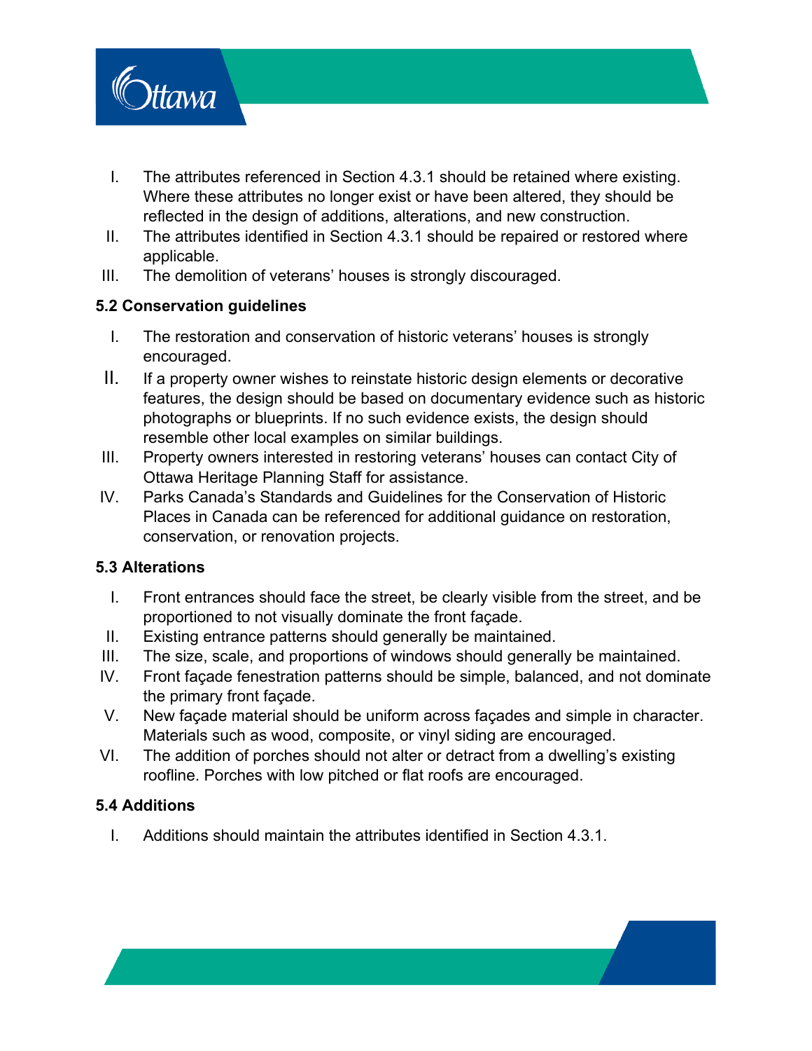I. The attributes referenced in Section 4.3.1 should be retained where existing. Where these attributes no longer exist or have been altered, they should be reflected in the design of additions, alterations, and new construction.
II. The attributes identified in Section 4.3.1 should be repaired or restored where applicable.
III. The demolition of veterans' houses is strongly discouraged.

### 5.2 Conservation guidelines

I. The restoration and conservation of historic veterans' houses is strongly encouraged.
II. If a property owner wishes to reinstate historic design elements or decorative features, the design should be based on documentary evidence such as historic photographs or blueprints. If no such evidence exists, the design should resemble other local examples on similar buildings.
III. Property owners interested in restoring veterans' houses can contact City of Ottawa Heritage Planning Staff for assistance.
IV. Parks Canada's Standards and Guidelines for the Conservation of Historic Places in Canada can be referenced for additional guidance on restoration, conservation, or renovation projects.

### 5.3 Alterations

I. Front entrances should face the street, be clearly visible from the street, and be proportioned to not visually dominate the front façade.
II. Existing entrance patterns should generally be maintained.
III. The size, scale, and proportions of windows should generally be maintained.
IV. Front façade fenestration patterns should be simple, balanced, and not dominate the primary front façade.
V. New façade material should be uniform across façades and simple in character. Materials such as wood, composite, or vinyl siding are encouraged.
VI. The addition of porches should not alter or detract from a dwelling's existing roofline. Porches with low pitched or flat roofs are encouraged.

### 5.4 Additions

I. Additions should maintain the attributes identified in Section 4.3.1.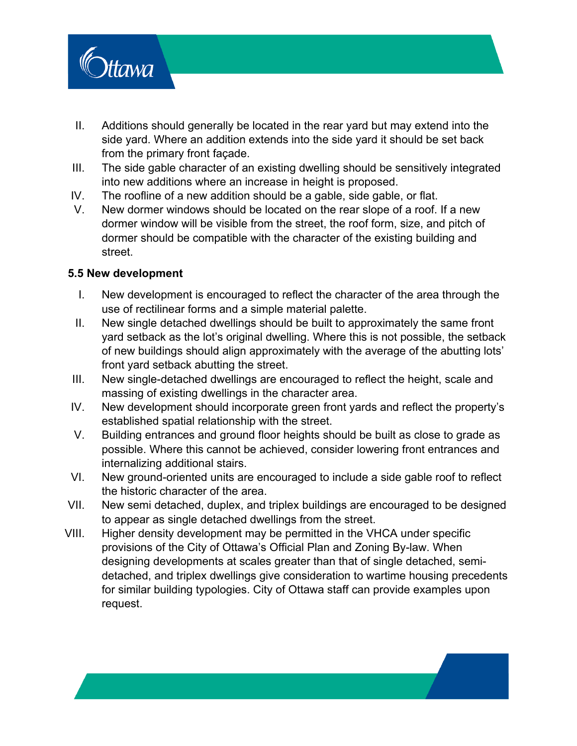II. Additions should generally be located in the rear yard but may extend into the side yard. Where an addition extends into the side yard it should be set back from the primary front façade.
III. The side gable character of an existing dwelling should be sensitively integrated into new additions where an increase in height is proposed.
IV. The roofline of a new addition should be a gable, side gable, or flat.
V. New dormer windows should be located on the rear slope of a roof. If a new dormer window will be visible from the street, the roof form, size, and pitch of dormer should be compatible with the character of the existing building and street.

### 5.5 New development

I. New development is encouraged to reflect the character of the area through the use of rectilinear forms and a simple material palette.
II. New single detached dwellings should be built to approximately the same front yard setback as the lot's original dwelling. Where this is not possible, the setback of new buildings should align approximately with the average of the abutting lots' front yard setback abutting the street.
III. New single-detached dwellings are encouraged to reflect the height, scale and massing of existing dwellings in the character area.
IV. New development should incorporate green front yards and reflect the property's established spatial relationship with the street.
V. Building entrances and ground floor heights should be built as close to grade as possible. Where this cannot be achieved, consider lowering front entrances and internalizing additional stairs.
VI. New ground-oriented units are encouraged to include a side gable roof to reflect the historic character of the area.
VII. New semi detached, duplex, and triplex buildings are encouraged to be designed to appear as single detached dwellings from the street.
VIII. Higher density development may be permitted in the VHCA under specific provisions of the City of Ottawa's Official Plan and Zoning By-law. When designing developments at scales greater than that of single detached, semi-detached, and triplex dwellings give consideration to wartime housing precedents for similar building typologies. City of Ottawa staff can provide examples upon request.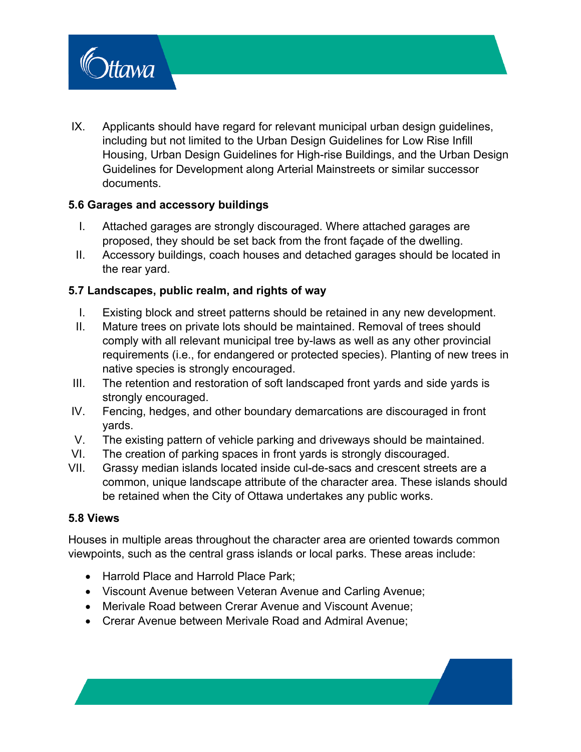IX. Applicants should have regard for relevant municipal urban design guidelines, including but not limited to the Urban Design Guidelines for Low Rise Infill Housing, Urban Design Guidelines for High-rise Buildings, and the Urban Design Guidelines for Development along Arterial Mainstreets or similar successor documents.

### 5.6 Garages and accessory buildings

I. Attached garages are strongly discouraged. Where attached garages are proposed, they should be set back from the front façade of the dwelling.

II. Accessory buildings, coach houses and detached garages should be located in the rear yard.

### 5.7 Landscapes, public realm, and rights of way

I. Existing block and street patterns should be retained in any new development.

II. Mature trees on private lots should be maintained. Removal of trees should comply with all relevant municipal tree by-laws as well as any other provincial requirements (i.e., for endangered or protected species). Planting of new trees in native species is strongly encouraged.

III. The retention and restoration of soft landscaped front yards and side yards is strongly encouraged.

IV. Fencing, hedges, and other boundary demarcations are discouraged in front yards.

V. The existing pattern of vehicle parking and driveways should be maintained.

VI. The creation of parking spaces in front yards is strongly discouraged.

VII. Grassy median islands located inside cul-de-sacs and crescent streets are a common, unique landscape attribute of the character area. These islands should be retained when the City of Ottawa undertakes any public works.

### 5.8 Views

Houses in multiple areas throughout the character area are oriented towards common viewpoints, such as the central grass islands or local parks. These areas include:

- Harrold Place and Harrold Place Park;
- Viscount Avenue between Veteran Avenue and Carling Avenue;
- Merivale Road between Crerar Avenue and Viscount Avenue;
- Crerar Avenue between Merivale Road and Admiral Avenue;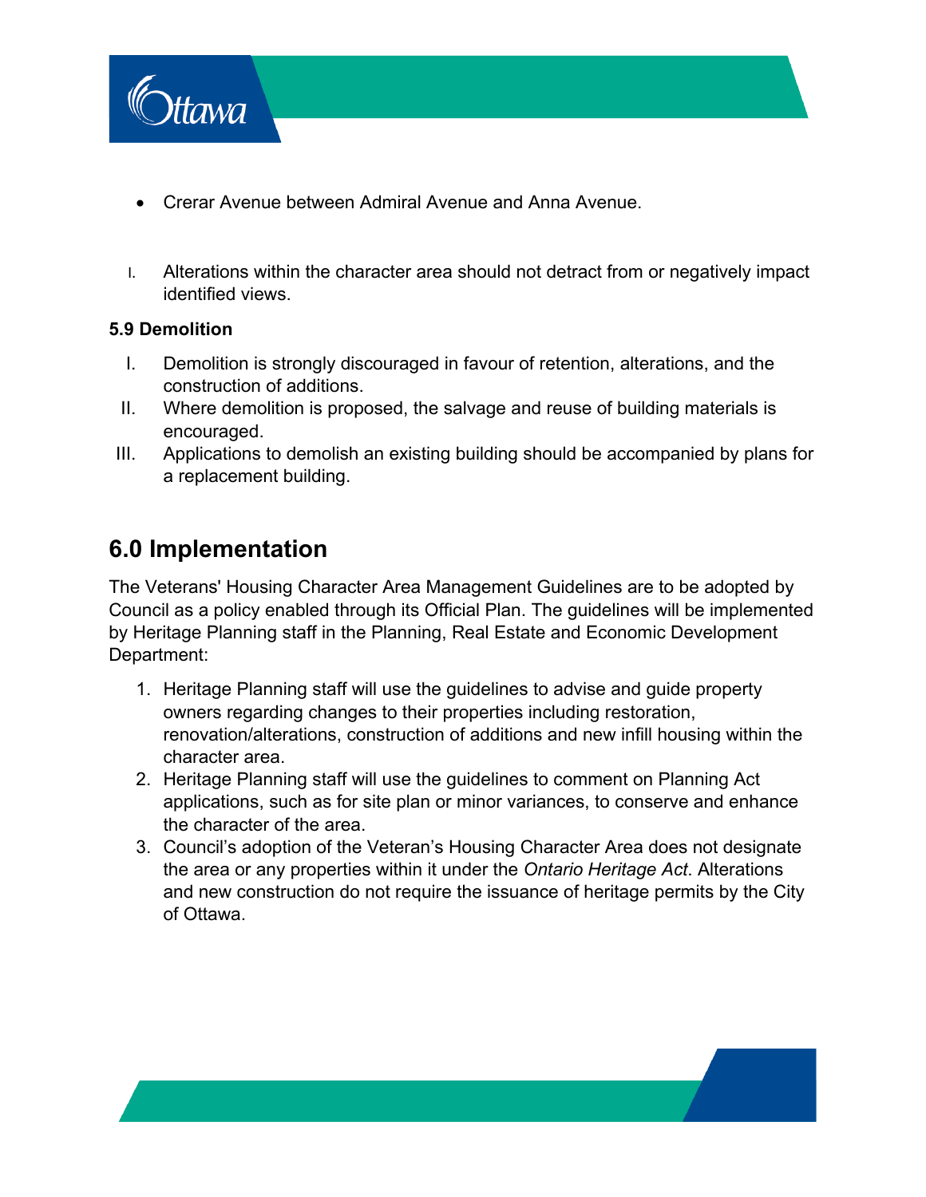- Crerar Avenue between Admiral Avenue and Anna Avenue.

I. Alterations within the character area should not detract from or negatively impact identified views.

**5.9 Demolition**

I. Demolition is strongly discouraged in favour of retention, alterations, and the construction of additions.
II. Where demolition is proposed, the salvage and reuse of building materials is encouraged.
III. Applications to demolish an existing building should be accompanied by plans for a replacement building.

## 6.0 Implementation

The Veterans' Housing Character Area Management Guidelines are to be adopted by Council as a policy enabled through its Official Plan. The guidelines will be implemented by Heritage Planning staff in the Planning, Real Estate and Economic Development Department:

1. Heritage Planning staff will use the guidelines to advise and guide property owners regarding changes to their properties including restoration, renovation/alterations, construction of additions and new infill housing within the character area.
2. Heritage Planning staff will use the guidelines to comment on Planning Act applications, such as for site plan or minor variances, to conserve and enhance the character of the area.
3. Council's adoption of the Veteran's Housing Character Area does not designate the area or any properties within it under the *Ontario Heritage Act*. Alterations and new construction do not require the issuance of heritage permits by the City of Ottawa.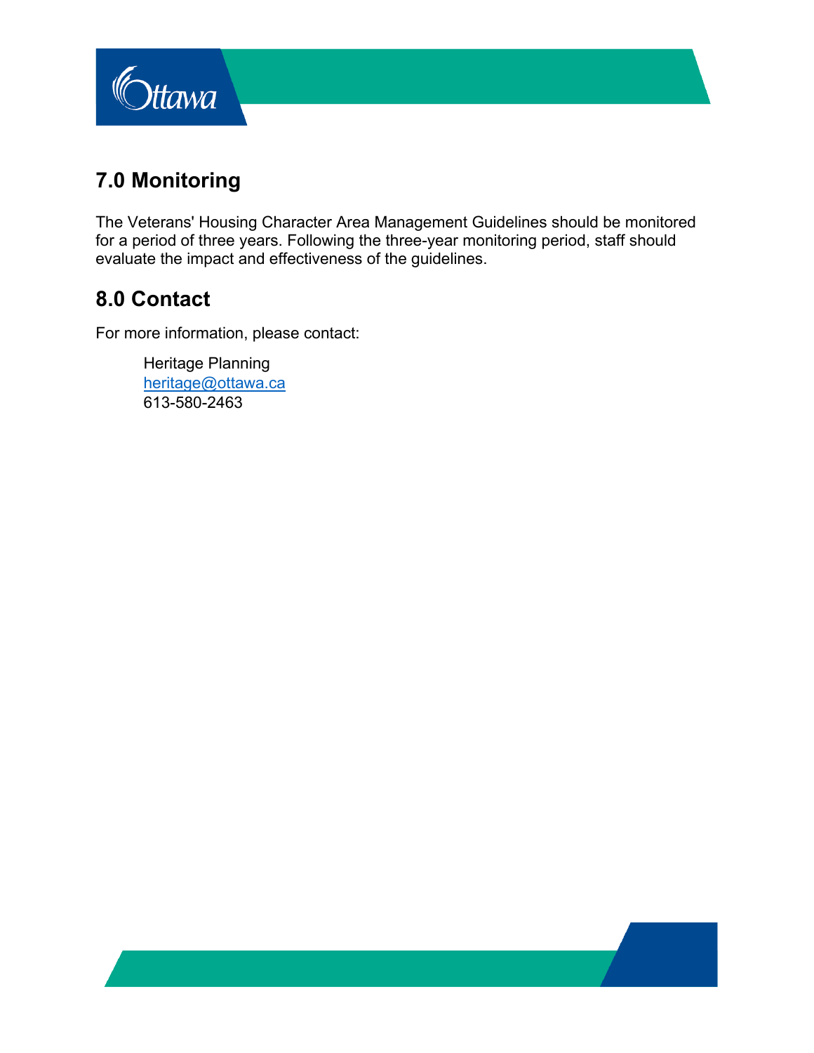## 7.0 Monitoring

The Veterans' Housing Character Area Management Guidelines should be monitored for a period of three years. Following the three-year monitoring period, staff should evaluate the impact and effectiveness of the guidelines.

## 8.0 Contact

For more information, please contact:

Heritage Planning
heritage@ottawa.ca
613-580-2463